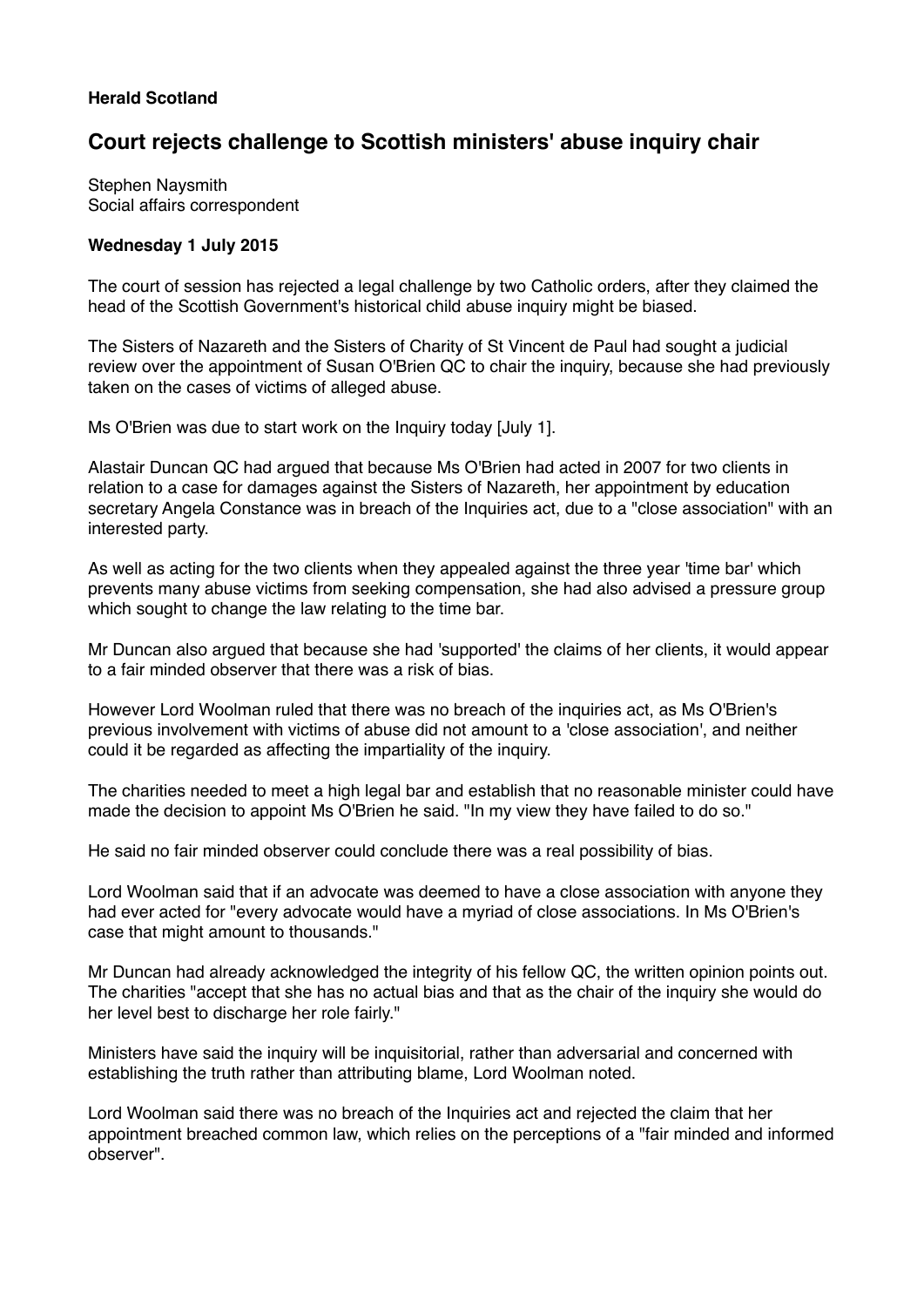**Herald Scotland**

# Court rejects challenge to Scottish ministers' abuse inquiry chair

Stephen Naysmith
Social affairs correspondent

**Wednesday 1 July 2015**

The court of session has rejected a legal challenge by two Catholic orders, after they claimed the head of the Scottish Government's historical child abuse inquiry might be biased.

The Sisters of Nazareth and the Sisters of Charity of St Vincent de Paul had sought a judicial review over the appointment of Susan O'Brien QC to chair the inquiry, because she had previously taken on the cases of victims of alleged abuse.

Ms O'Brien was due to start work on the Inquiry today [July 1].

Alastair Duncan QC had argued that because Ms O'Brien had acted in 2007 for two clients in relation to a case for damages against the Sisters of Nazareth, her appointment by education secretary Angela Constance was in breach of the Inquiries act, due to a "close association" with an interested party.

As well as acting for the two clients when they appealed against the three year 'time bar' which prevents many abuse victims from seeking compensation, she had also advised a pressure group which sought to change the law relating to the time bar.

Mr Duncan also argued that because she had 'supported' the claims of her clients, it would appear to a fair minded observer that there was a risk of bias.

However Lord Woolman ruled that there was no breach of the inquiries act, as Ms O'Brien's previous involvement with victims of abuse did not amount to a 'close association', and neither could it be regarded as affecting the impartiality of the inquiry.

The charities needed to meet a high legal bar and establish that no reasonable minister could have made the decision to appoint Ms O'Brien he said. "In my view they have failed to do so."

He said no fair minded observer could conclude there was a real possibility of bias.

Lord Woolman said that if an advocate was deemed to have a close association with anyone they had ever acted for "every advocate would have a myriad of close associations. In Ms O'Brien's case that might amount to thousands."

Mr Duncan had already acknowledged the integrity of his fellow QC, the written opinion points out. The charities "accept that she has no actual bias and that as the chair of the inquiry she would do her level best to discharge her role fairly."

Ministers have said the inquiry will be inquisitorial, rather than adversarial and concerned with establishing the truth rather than attributing blame, Lord Woolman noted.

Lord Woolman said there was no breach of the Inquiries act and rejected the claim that her appointment breached common law, which relies on the perceptions of a "fair minded and informed observer".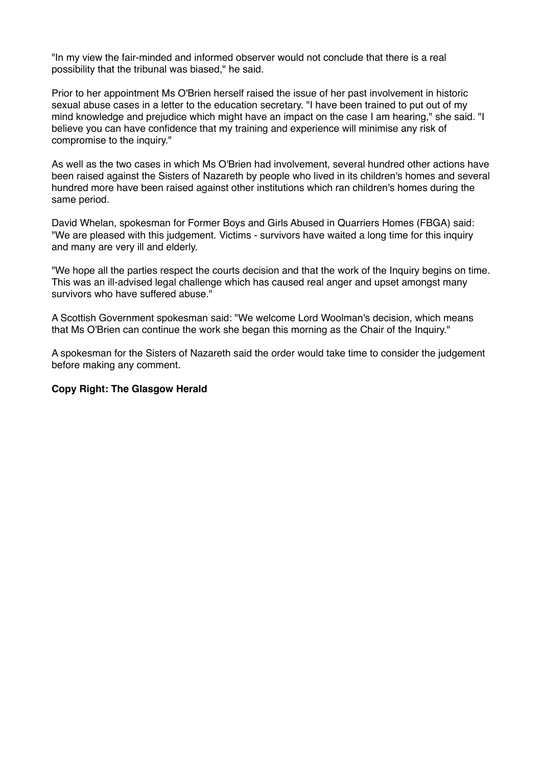"In my view the fair-minded and informed observer would not conclude that there is a real possibility that the tribunal was biased," he said.

Prior to her appointment Ms O'Brien herself raised the issue of her past involvement in historic sexual abuse cases in a letter to the education secretary. "I have been trained to put out of my mind knowledge and prejudice which might have an impact on the case I am hearing," she said. "I believe you can have confidence that my training and experience will minimise any risk of compromise to the inquiry."

As well as the two cases in which Ms O'Brien had involvement, several hundred other actions have been raised against the Sisters of Nazareth by people who lived in its children's homes and several hundred more have been raised against other institutions which ran children's homes during the same period.

David Whelan, spokesman for Former Boys and Girls Abused in Quarriers Homes (FBGA) said: "We are pleased with this judgement. Victims - survivors have waited a long time for this inquiry and many are very ill and elderly.

"We hope all the parties respect the courts decision and that the work of the Inquiry begins on time. This was an ill-advised legal challenge which has caused real anger and upset amongst many survivors who have suffered abuse."

A Scottish Government spokesman said: "We welcome Lord Woolman's decision, which means that Ms O'Brien can continue the work she began this morning as the Chair of the Inquiry."

A spokesman for the Sisters of Nazareth said the order would take time to consider the judgement before making any comment.

**Copy Right: The Glasgow Herald**